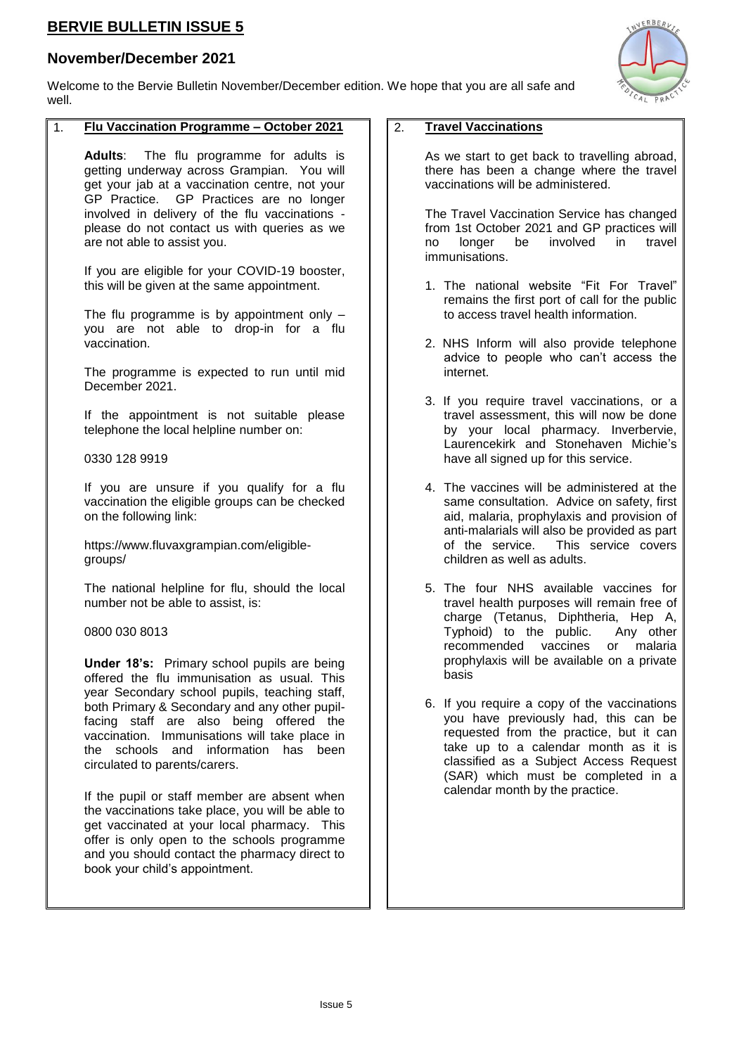# BERVIE BULLETIN ISSUE 5

## November/December 2021

Welcome to the Bervie Bulletin November/December edition. We hope that you are all safe and well.

### 1. Flu Vaccination Programme – October 2021

**Adults**: The flu programme for adults is getting underway across Grampian. You will get your jab at a vaccination centre, not your GP Practice. GP Practices are no longer involved in delivery of the flu vaccinations - please do not contact us with queries as we are not able to assist you.

If you are eligible for your COVID-19 booster, this will be given at the same appointment.

The flu programme is by appointment only – you are not able to drop-in for a flu vaccination.

The programme is expected to run until mid December 2021.

If the appointment is not suitable please telephone the local helpline number on:

0330 128 9919

If you are unsure if you qualify for a flu vaccination the eligible groups can be checked on the following link:

https://www.fluvaxgrampian.com/eligible-groups/

The national helpline for flu, should the local number not be able to assist, is:

0800 030 8013

**Under 18's:** Primary school pupils are being offered the flu immunisation as usual. This year Secondary school pupils, teaching staff, both Primary & Secondary and any other pupil-facing staff are also being offered the vaccination. Immunisations will take place in the schools and information has been circulated to parents/carers.

If the pupil or staff member are absent when the vaccinations take place, you will be able to get vaccinated at your local pharmacy. This offer is only open to the schools programme and you should contact the pharmacy direct to book your child's appointment.

### 2. Travel Vaccinations

As we start to get back to travelling abroad, there has been a change where the travel vaccinations will be administered.

The Travel Vaccination Service has changed from 1st October 2021 and GP practices will no longer be involved in travel immunisations.

1. The national website "Fit For Travel" remains the first port of call for the public to access travel health information.
2. NHS Inform will also provide telephone advice to people who can't access the internet.
3. If you require travel vaccinations, or a travel assessment, this will now be done by your local pharmacy. Inverbervie, Laurencekirk and Stonehaven Michie's have all signed up for this service.
4. The vaccines will be administered at the same consultation. Advice on safety, first aid, malaria, prophylaxis and provision of anti-malarials will also be provided as part of the service. This service covers children as well as adults.
5. The four NHS available vaccines for travel health purposes will remain free of charge (Tetanus, Diphtheria, Hep A, Typhoid) to the public. Any other recommended vaccines or malaria prophylaxis will be available on a private basis
6. If you require a copy of the vaccinations you have previously had, this can be requested from the practice, but it can take up to a calendar month as it is classified as a Subject Access Request (SAR) which must be completed in a calendar month by the practice.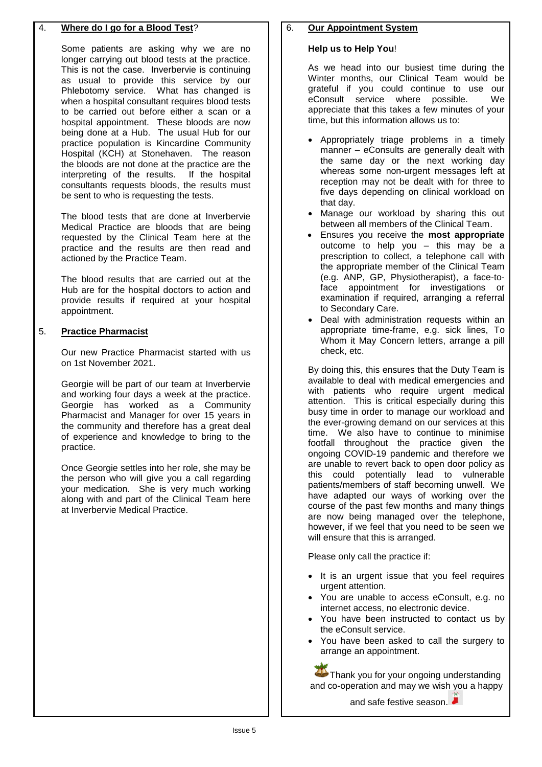## 4. Where do I go for a Blood Test?

Some patients are asking why we are no longer carrying out blood tests at the practice. This is not the case. Inverbervie is continuing as usual to provide this service by our Phlebotomy service. What has changed is when a hospital consultant requires blood tests to be carried out before either a scan or a hospital appointment. These bloods are now being done at a Hub. The usual Hub for our practice population is Kincardine Community Hospital (KCH) at Stonehaven. The reason the bloods are not done at the practice are the interpreting of the results. If the hospital consultants requests bloods, the results must be sent to who is requesting the tests.

The blood tests that are done at Inverbervie Medical Practice are bloods that are being requested by the Clinical Team here at the practice and the results are then read and actioned by the Practice Team.

The blood results that are carried out at the Hub are for the hospital doctors to action and provide results if required at your hospital appointment.

## 5. Practice Pharmacist

Our new Practice Pharmacist started with us on 1st November 2021.

Georgie will be part of our team at Inverbervie and working four days a week at the practice. Georgie has worked as a Community Pharmacist and Manager for over 15 years in the community and therefore has a great deal of experience and knowledge to bring to the practice.

Once Georgie settles into her role, she may be the person who will give you a call regarding your medication. She is very much working along with and part of the Clinical Team here at Inverbervie Medical Practice.

## 6. Our Appointment System

**Help us to Help You**!

As we head into our busiest time during the Winter months, our Clinical Team would be grateful if you could continue to use our eConsult service where possible. We appreciate that this takes a few minutes of your time, but this information allows us to:

- Appropriately triage problems in a timely manner – eConsults are generally dealt with the same day or the next working day whereas some non-urgent messages left at reception may not be dealt with for three to five days depending on clinical workload on that day.
- Manage our workload by sharing this out between all members of the Clinical Team.
- Ensures you receive the **most appropriate** outcome to help you – this may be a prescription to collect, a telephone call with the appropriate member of the Clinical Team (e.g. ANP, GP, Physiotherapist), a face-to-face appointment for investigations or examination if required, arranging a referral to Secondary Care.
- Deal with administration requests within an appropriate time-frame, e.g. sick lines, To Whom it May Concern letters, arrange a pill check, etc.

By doing this, this ensures that the Duty Team is available to deal with medical emergencies and with patients who require urgent medical attention. This is critical especially during this busy time in order to manage our workload and the ever-growing demand on our services at this time. We also have to continue to minimise footfall throughout the practice given the ongoing COVID-19 pandemic and therefore we are unable to revert back to open door policy as this could potentially lead to vulnerable patients/members of staff becoming unwell. We have adapted our ways of working over the course of the past few months and many things are now being managed over the telephone, however, if we feel that you need to be seen we will ensure that this is arranged.

Please only call the practice if:

- It is an urgent issue that you feel requires urgent attention.
- You are unable to access eConsult, e.g. no internet access, no electronic device.
- You have been instructed to contact us by the eConsult service.
- You have been asked to call the surgery to arrange an appointment.

Thank you for your ongoing understanding and co-operation and may we wish you a happy and safe festive season.